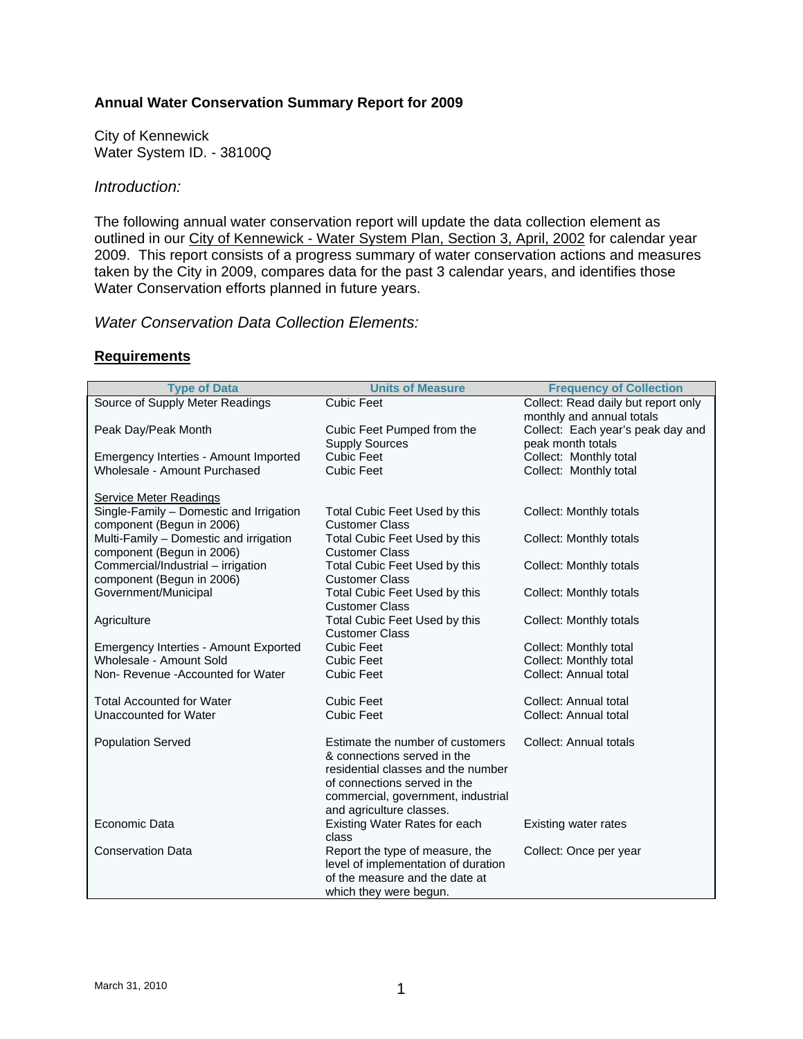## Annual Water Conservation Summary Report for 2009

City of Kennewick
Water System ID. - 38100Q

### *Introduction:*

The following annual water conservation report will update the data collection element as outlined in our City of Kennewick - Water System Plan, Section 3, April, 2002 for calendar year 2009. This report consists of a progress summary of water conservation actions and measures taken by the City in 2009, compares data for the past 3 calendar years, and identifies those Water Conservation efforts planned in future years.

### *Water Conservation Data Collection Elements:*

#### Requirements

| Type of Data | Units of Measure | Frequency of Collection |
|---|---|---|
| Source of Supply Meter Readings | Cubic Feet | Collect: Read daily but report only monthly and annual totals |
| Peak Day/Peak Month | Cubic Feet Pumped from the Supply Sources | Collect: Each year's peak day and peak month totals |
| Emergency Interties - Amount Imported | Cubic Feet | Collect: Monthly total |
| Wholesale - Amount Purchased | Cubic Feet | Collect: Monthly total |
| Service Meter Readings | | |
| Single-Family – Domestic and Irrigation component (Begun in 2006) | Total Cubic Feet Used by this Customer Class | Collect: Monthly totals |
| Multi-Family – Domestic and irrigation component (Begun in 2006) | Total Cubic Feet Used by this Customer Class | Collect: Monthly totals |
| Commercial/Industrial – irrigation component (Begun in 2006) | Total Cubic Feet Used by this Customer Class | Collect: Monthly totals |
| Government/Municipal | Total Cubic Feet Used by this Customer Class | Collect: Monthly totals |
| Agriculture | Total Cubic Feet Used by this Customer Class | Collect: Monthly totals |
| Emergency Interties - Amount Exported | Cubic Feet | Collect: Monthly total |
| Wholesale - Amount Sold | Cubic Feet | Collect: Monthly total |
| Non- Revenue -Accounted for Water | Cubic Feet | Collect: Annual total |
| Total Accounted for Water | Cubic Feet | Collect: Annual total |
| Unaccounted for Water | Cubic Feet | Collect: Annual total |
| Population Served | Estimate the number of customers & connections served in the residential classes and the number of connections served in the commercial, government, industrial and agriculture classes. | Collect: Annual totals |
| Economic Data | Existing Water Rates for each class | Existing water rates |
| Conservation Data | Report the type of measure, the level of implementation of duration of the measure and the date at which they were begun. | Collect: Once per year |

March 31, 2010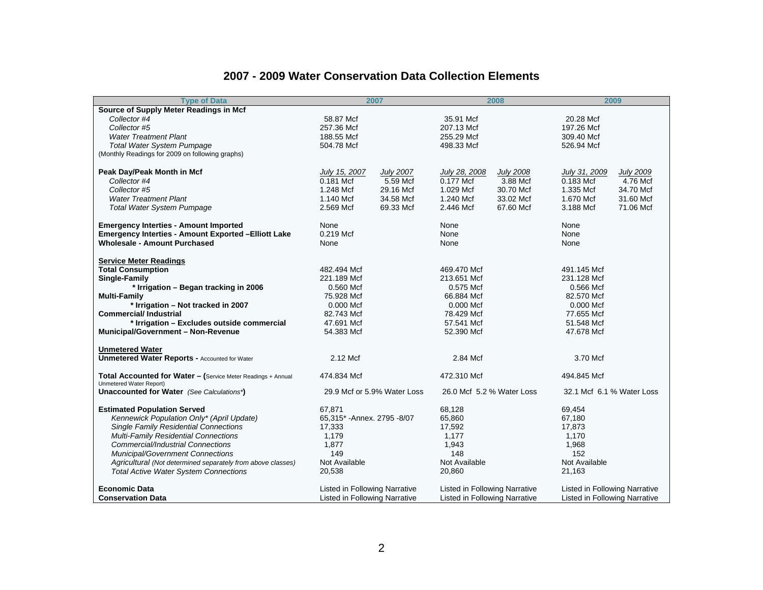# 2007 - 2009 Water Conservation Data Collection Elements

| Type of Data | 2007 | | 2008 | | 2009 | |
|---|---|---|---|---|---|---|
| **Source of Supply Meter Readings in Mcf** | | | | | | |
| *Collector #4* | 58.87 Mcf | | 35.91 Mcf | | 20.28 Mcf | |
| *Collector #5* | 257.36 Mcf | | 207.13 Mcf | | 197.26 Mcf | |
| *Water Treatment Plant* | 188.55 Mcf | | 255.29 Mcf | | 309.40 Mcf | |
| *Total Water System Pumpage* | 504.78 Mcf | | 498.33 Mcf | | 526.94 Mcf | |
| (Monthly Readings for 2009 on following graphs) | | | | | | |
| **Peak Day/Peak Month in Mcf** | *July 15, 2007* | *July 2007* | *July 28, 2008* | *July 2008* | *July 31, 2009* | *July 2009* |
| *Collector #4* | 0.181 Mcf | 5.59 Mcf | 0.177 Mcf | 3.88 Mcf | 0.183 Mcf | 4.76 Mcf |
| *Collector #5* | 1.248 Mcf | 29.16 Mcf | 1.029 Mcf | 30.70 Mcf | 1.335 Mcf | 34.70 Mcf |
| *Water Treatment Plant* | 1.140 Mcf | 34.58 Mcf | 1.240 Mcf | 33.02 Mcf | 1.670 Mcf | 31.60 Mcf |
| *Total Water System Pumpage* | 2.569 Mcf | 69.33 Mcf | 2.446 Mcf | 67.60 Mcf | 3.188 Mcf | 71.06 Mcf |
| **Emergency Interties - Amount Imported** | None | | None | | None | |
| **Emergency Interties - Amount Exported –Elliott Lake** | 0.219 Mcf | | None | | None | |
| **Wholesale - Amount Purchased** | None | | None | | None | |
| **Service Meter Readings** | | | | | | |
| **Total Consumption** | 482.494 Mcf | | 469.470 Mcf | | 491.145 Mcf | |
| **Single-Family** | 221.189 Mcf | | 213.651 Mcf | | 231.128 Mcf | |
| **\* Irrigation – Began tracking in 2006** | 0.560 Mcf | | 0.575 Mcf | | 0.566 Mcf | |
| **Multi-Family** | 75.928 Mcf | | 66.884 Mcf | | 82.570 Mcf | |
| **\* Irrigation – Not tracked in 2007** | 0.000 Mcf | | 0.000 Mcf | | 0.000 Mcf | |
| **Commercial/ Industrial** | 82.743 Mcf | | 78.429 Mcf | | 77.655 Mcf | |
| **\* Irrigation – Excludes outside commercial** | 47.691 Mcf | | 57.541 Mcf | | 51.548 Mcf | |
| **Municipal/Government – Non-Revenue** | 54.383 Mcf | | 52.390 Mcf | | 47.678 Mcf | |
| **Unmetered Water** | | | | | | |
| **Unmetered Water Reports -** Accounted for Water | 2.12 Mcf | | 2.84 Mcf | | 3.70 Mcf | |
| **Total Accounted for Water – (**Service Meter Readings + Annual Unmetered Water Report) | 474.834 Mcf | | 472.310 Mcf | | 494.845 Mcf | |
| **Unaccounted for Water** *(See Calculations\*)* | 29.9 Mcf or 5.9% Water Loss | | 26.0 Mcf 5.2 % Water Loss | | 32.1 Mcf 6.1 % Water Loss | |
| **Estimated Population Served** | 67,871 | | 68,128 | | 69,454 | |
| *Kennewick Population Only\* (April Update)* | 65,315\* -Annex. 2795 -8/07 | | 65,860 | | 67,180 | |
| *Single Family Residential Connections* | 17,333 | | 17,592 | | 17,873 | |
| *Multi-Family Residential Connections* | 1,179 | | 1,177 | | 1,170 | |
| *Commercial/Industrial Connections* | 1,877 | | 1,943 | | 1,968 | |
| *Municipal/Government Connections* | 149 | | 148 | | 152 | |
| *Agricultural (Not determined separately from above classes)* | Not Available | | Not Available | | Not Available | |
| *Total Active Water System Connections* | 20,538 | | 20,860 | | 21,163 | |
| **Economic Data** | Listed in Following Narrative | | Listed in Following Narrative | | Listed in Following Narrative | |
| **Conservation Data** | Listed in Following Narrative | | Listed in Following Narrative | | Listed in Following Narrative | |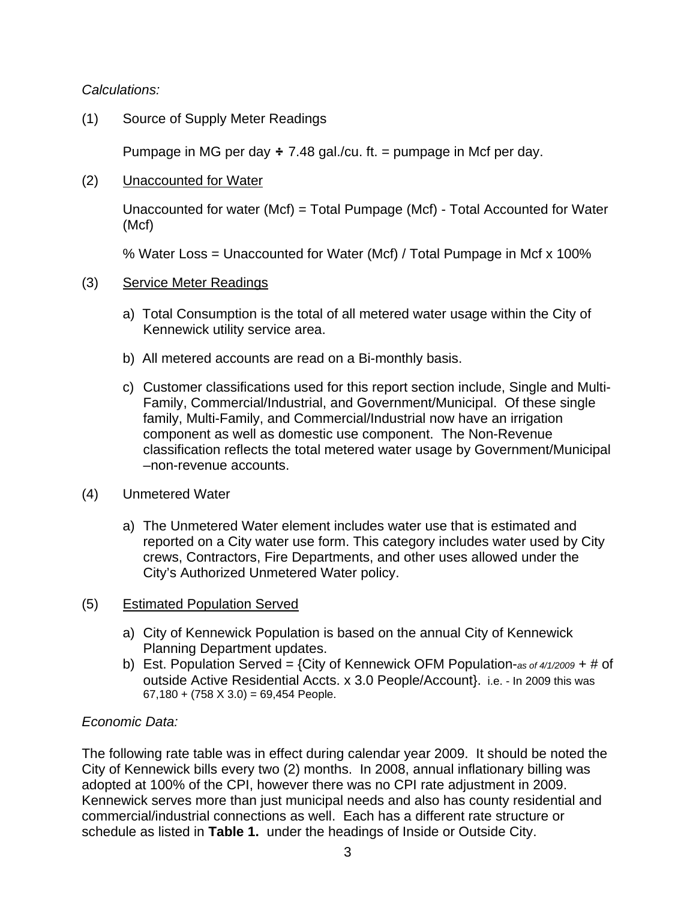*Calculations:*

(1) Source of Supply Meter Readings

Pumpage in MG per day ÷ 7.48 gal./cu. ft. = pumpage in Mcf per day.

(2) <u>Unaccounted for Water</u>

Unaccounted for water (Mcf) = Total Pumpage (Mcf) - Total Accounted for Water (Mcf)

% Water Loss = Unaccounted for Water (Mcf) / Total Pumpage in Mcf x 100%

(3) <u>Service Meter Readings</u>

a) Total Consumption is the total of all metered water usage within the City of Kennewick utility service area.

b) All metered accounts are read on a Bi-monthly basis.

c) Customer classifications used for this report section include, Single and Multi-Family, Commercial/Industrial, and Government/Municipal. Of these single family, Multi-Family, and Commercial/Industrial now have an irrigation component as well as domestic use component. The Non-Revenue classification reflects the total metered water usage by Government/Municipal –non-revenue accounts.

(4) Unmetered Water

a) The Unmetered Water element includes water use that is estimated and reported on a City water use form. This category includes water used by City crews, Contractors, Fire Departments, and other uses allowed under the City's Authorized Unmetered Water policy.

(5) <u>Estimated Population Served</u>

a) City of Kennewick Population is based on the annual City of Kennewick Planning Department updates.
b) Est. Population Served = {City of Kennewick OFM Population-*as of 4/1/2009* + # of outside Active Residential Accts. x 3.0 People/Account}. i.e. - In 2009 this was 67,180 + (758 X 3.0) = 69,454 People.

*Economic Data:*

The following rate table was in effect during calendar year 2009. It should be noted the City of Kennewick bills every two (2) months. In 2008, annual inflationary billing was adopted at 100% of the CPI, however there was no CPI rate adjustment in 2009. Kennewick serves more than just municipal needs and also has county residential and commercial/industrial connections as well. Each has a different rate structure or schedule as listed in **Table 1.** under the headings of Inside or Outside City.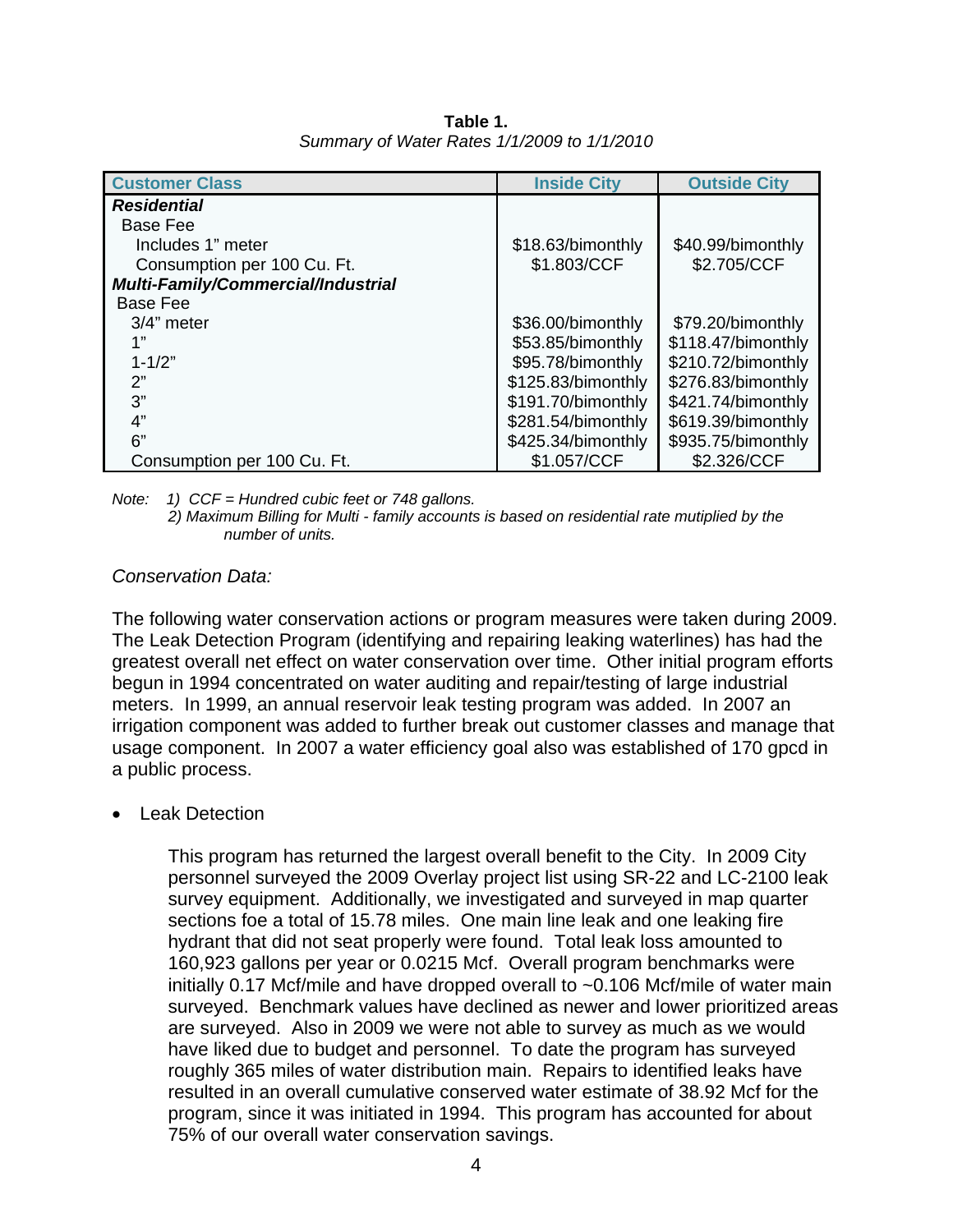**Table 1.**
*Summary of Water Rates 1/1/2009 to 1/1/2010*

| Customer Class | Inside City | Outside City |
|---|---|---|
| ***Residential*** | | |
| Base Fee | | |
| Includes 1" meter | $18.63/bimonthly | $40.99/bimonthly |
| Consumption per 100 Cu. Ft. | $1.803/CCF | $2.705/CCF |
| ***Multi-Family/Commercial/Industrial*** | | |
| Base Fee | | |
| 3/4" meter | $36.00/bimonthly | $79.20/bimonthly |
| 1" | $53.85/bimonthly | $118.47/bimonthly |
| 1-1/2" | $95.78/bimonthly | $210.72/bimonthly |
| 2" | $125.83/bimonthly | $276.83/bimonthly |
| 3" | $191.70/bimonthly | $421.74/bimonthly |
| 4" | $281.54/bimonthly | $619.39/bimonthly |
| 6" | $425.34/bimonthly | $935.75/bimonthly |
| Consumption per 100 Cu. Ft. | $1.057/CCF | $2.326/CCF |

*Note: 1) CCF = Hundred cubic feet or 748 gallons.*
*2) Maximum Billing for Multi - family accounts is based on residential rate mutiplied by the number of units.*

*Conservation Data:*

The following water conservation actions or program measures were taken during 2009. The Leak Detection Program (identifying and repairing leaking waterlines) has had the greatest overall net effect on water conservation over time. Other initial program efforts begun in 1994 concentrated on water auditing and repair/testing of large industrial meters. In 1999, an annual reservoir leak testing program was added. In 2007 an irrigation component was added to further break out customer classes and manage that usage component. In 2007 a water efficiency goal also was established of 170 gpcd in a public process.

- Leak Detection

  This program has returned the largest overall benefit to the City. In 2009 City personnel surveyed the 2009 Overlay project list using SR-22 and LC-2100 leak survey equipment. Additionally, we investigated and surveyed in map quarter sections foe a total of 15.78 miles. One main line leak and one leaking fire hydrant that did not seat properly were found. Total leak loss amounted to 160,923 gallons per year or 0.0215 Mcf. Overall program benchmarks were initially 0.17 Mcf/mile and have dropped overall to ~0.106 Mcf/mile of water main surveyed. Benchmark values have declined as newer and lower prioritized areas are surveyed. Also in 2009 we were not able to survey as much as we would have liked due to budget and personnel. To date the program has surveyed roughly 365 miles of water distribution main. Repairs to identified leaks have resulted in an overall cumulative conserved water estimate of 38.92 Mcf for the program, since it was initiated in 1994. This program has accounted for about 75% of our overall water conservation savings.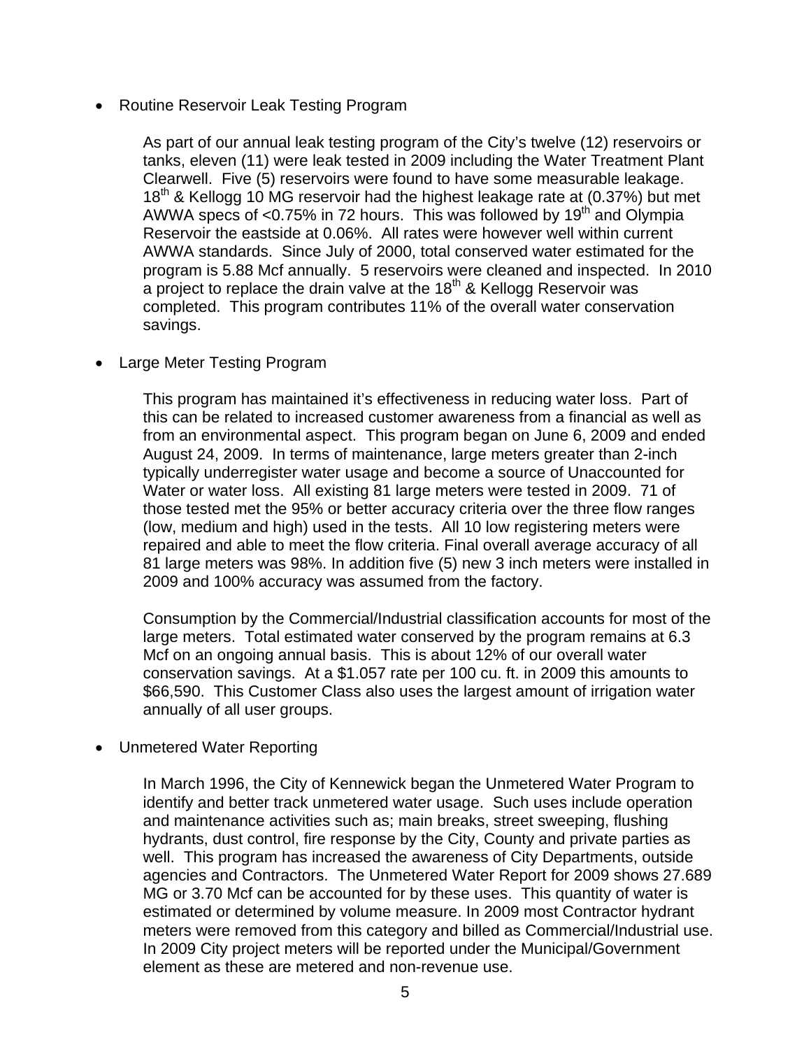- Routine Reservoir Leak Testing Program

  As part of our annual leak testing program of the City's twelve (12) reservoirs or tanks, eleven (11) were leak tested in 2009 including the Water Treatment Plant Clearwell. Five (5) reservoirs were found to have some measurable leakage. 18$^{th}$ & Kellogg 10 MG reservoir had the highest leakage rate at (0.37%) but met AWWA specs of <0.75% in 72 hours. This was followed by 19$^{th}$ and Olympia Reservoir the eastside at 0.06%. All rates were however well within current AWWA standards. Since July of 2000, total conserved water estimated for the program is 5.88 Mcf annually. 5 reservoirs were cleaned and inspected. In 2010 a project to replace the drain valve at the 18$^{th}$ & Kellogg Reservoir was completed. This program contributes 11% of the overall water conservation savings.

- Large Meter Testing Program

  This program has maintained it's effectiveness in reducing water loss. Part of this can be related to increased customer awareness from a financial as well as from an environmental aspect. This program began on June 6, 2009 and ended August 24, 2009. In terms of maintenance, large meters greater than 2-inch typically underregister water usage and become a source of Unaccounted for Water or water loss. All existing 81 large meters were tested in 2009. 71 of those tested met the 95% or better accuracy criteria over the three flow ranges (low, medium and high) used in the tests. All 10 low registering meters were repaired and able to meet the flow criteria. Final overall average accuracy of all 81 large meters was 98%. In addition five (5) new 3 inch meters were installed in 2009 and 100% accuracy was assumed from the factory.

  Consumption by the Commercial/Industrial classification accounts for most of the large meters. Total estimated water conserved by the program remains at 6.3 Mcf on an ongoing annual basis. This is about 12% of our overall water conservation savings. At a $1.057 rate per 100 cu. ft. in 2009 this amounts to $66,590. This Customer Class also uses the largest amount of irrigation water annually of all user groups.

- Unmetered Water Reporting

  In March 1996, the City of Kennewick began the Unmetered Water Program to identify and better track unmetered water usage. Such uses include operation and maintenance activities such as; main breaks, street sweeping, flushing hydrants, dust control, fire response by the City, County and private parties as well. This program has increased the awareness of City Departments, outside agencies and Contractors. The Unmetered Water Report for 2009 shows 27.689 MG or 3.70 Mcf can be accounted for by these uses. This quantity of water is estimated or determined by volume measure. In 2009 most Contractor hydrant meters were removed from this category and billed as Commercial/Industrial use. In 2009 City project meters will be reported under the Municipal/Government element as these are metered and non-revenue use.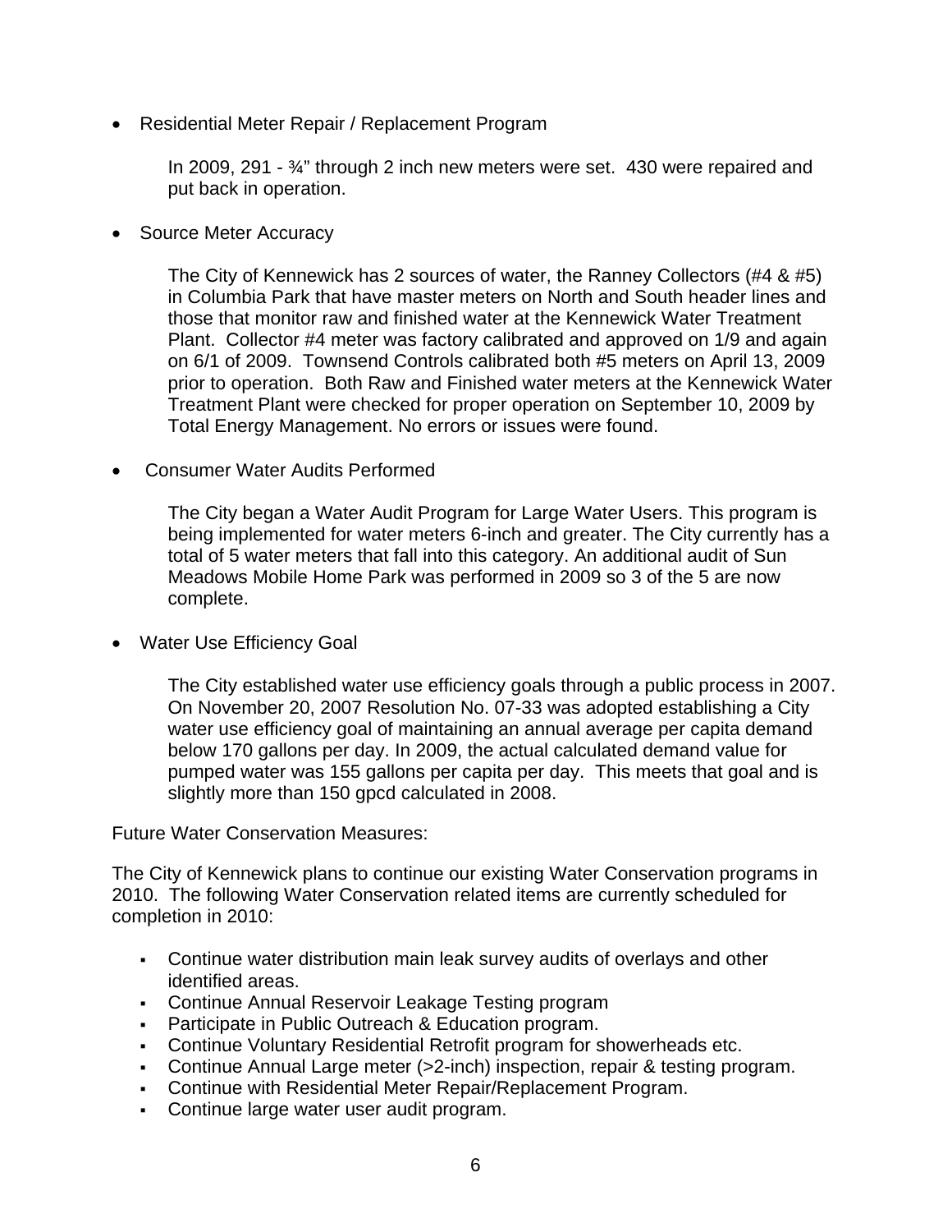- Residential Meter Repair / Replacement Program

  In 2009, 291 - ¾" through 2 inch new meters were set. 430 were repaired and put back in operation.

- Source Meter Accuracy

  The City of Kennewick has 2 sources of water, the Ranney Collectors (#4 & #5) in Columbia Park that have master meters on North and South header lines and those that monitor raw and finished water at the Kennewick Water Treatment Plant. Collector #4 meter was factory calibrated and approved on 1/9 and again on 6/1 of 2009. Townsend Controls calibrated both #5 meters on April 13, 2009 prior to operation. Both Raw and Finished water meters at the Kennewick Water Treatment Plant were checked for proper operation on September 10, 2009 by Total Energy Management. No errors or issues were found.

- Consumer Water Audits Performed

  The City began a Water Audit Program for Large Water Users. This program is being implemented for water meters 6-inch and greater. The City currently has a total of 5 water meters that fall into this category. An additional audit of Sun Meadows Mobile Home Park was performed in 2009 so 3 of the 5 are now complete.

- Water Use Efficiency Goal

  The City established water use efficiency goals through a public process in 2007. On November 20, 2007 Resolution No. 07-33 was adopted establishing a City water use efficiency goal of maintaining an annual average per capita demand below 170 gallons per day. In 2009, the actual calculated demand value for pumped water was 155 gallons per capita per day. This meets that goal and is slightly more than 150 gpcd calculated in 2008.

Future Water Conservation Measures:

The City of Kennewick plans to continue our existing Water Conservation programs in 2010. The following Water Conservation related items are currently scheduled for completion in 2010:

- Continue water distribution main leak survey audits of overlays and other identified areas.
- Continue Annual Reservoir Leakage Testing program
- Participate in Public Outreach & Education program.
- Continue Voluntary Residential Retrofit program for showerheads etc.
- Continue Annual Large meter (>2-inch) inspection, repair & testing program.
- Continue with Residential Meter Repair/Replacement Program.
- Continue large water user audit program.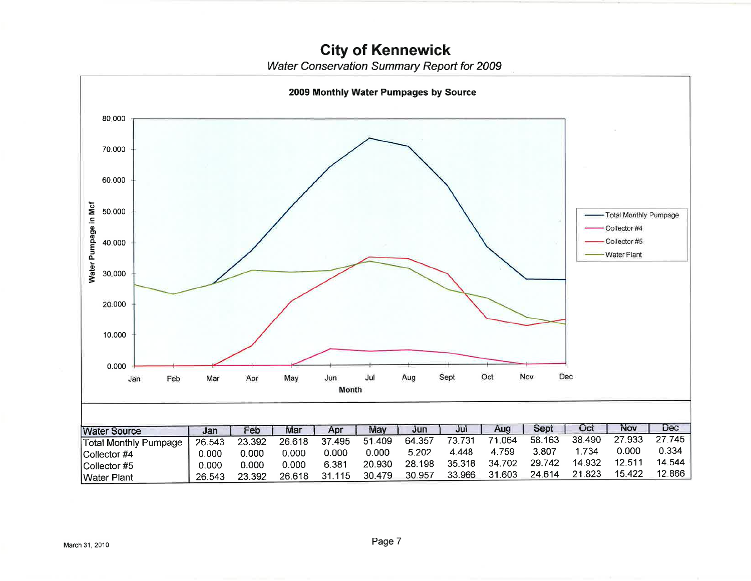# City of Kennewick

*Water Conservation Summary Report for 2009*

**2009 Monthly Water Pumpages by Source**

| Water Source | Jan | Feb | Mar | Apr | May | Jun | Jul | Aug | Sept | Oct | Nov | Dec |
|---|---|---|---|---|---|---|---|---|---|---|---|---|
| Total Monthly Pumpage | 26.543 | 23.392 | 26.618 | 37.495 | 51.409 | 64.357 | 73.731 | 71.064 | 58.163 | 38.490 | 27.933 | 27.745 |
| Collector #4 | 0.000 | 0.000 | 0.000 | 0.000 | 0.000 | 5.202 | 4.448 | 4.759 | 3.807 | 1.734 | 0.000 | 0.334 |
| Collector #5 | 0.000 | 0.000 | 0.000 | 6.381 | 20.930 | 28.198 | 35.318 | 34.702 | 29.742 | 14.932 | 12.511 | 14.544 |
| Water Plant | 26.543 | 23.392 | 26.618 | 31.115 | 30.479 | 30.957 | 33.966 | 31.603 | 24.614 | 21.823 | 15.422 | 12.866 |

March 31, 2010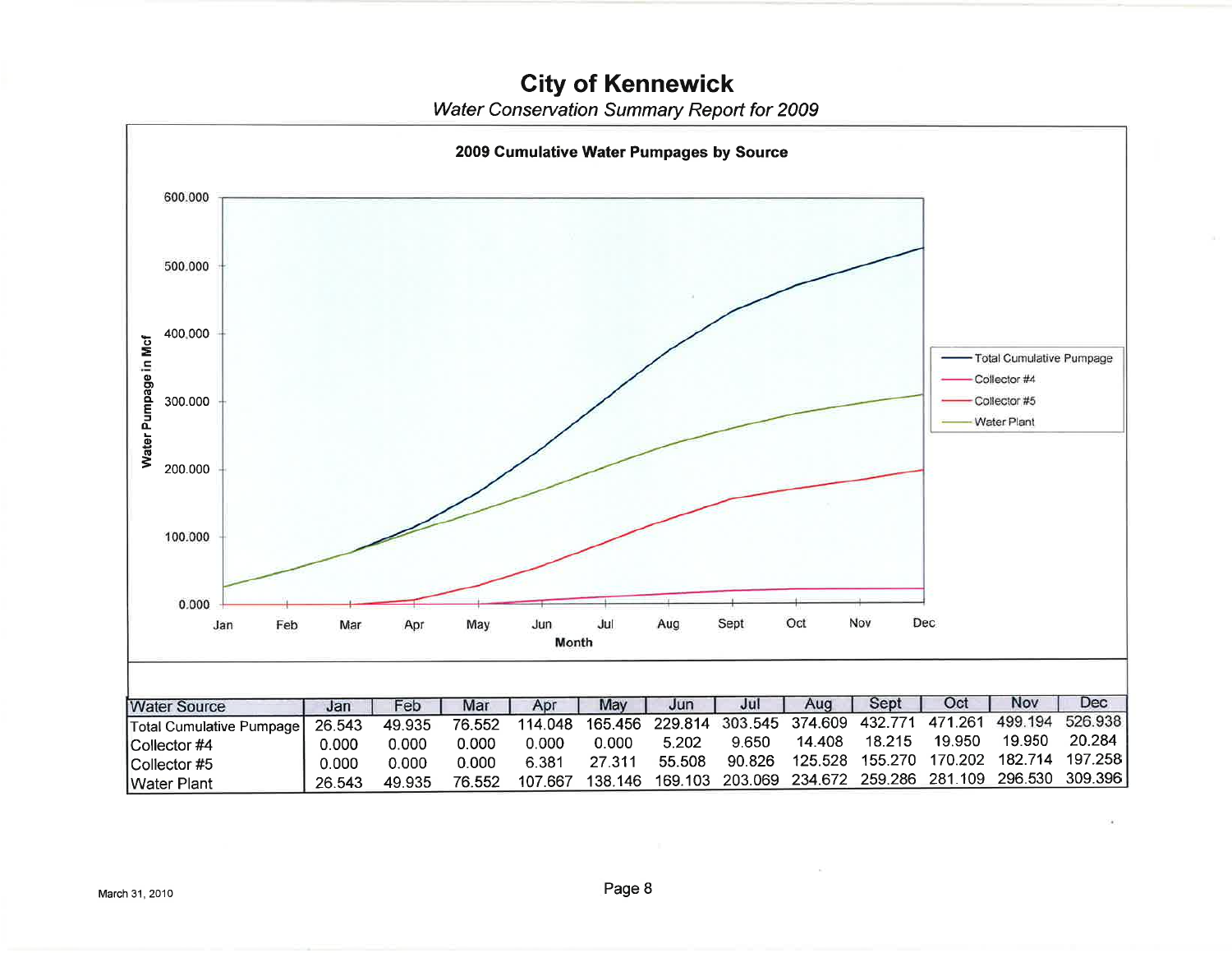# City of Kennewick

*Water Conservation Summary Report for 2009*

## 2009 Cumulative Water Pumpages by Source

| Water Source | Jan | Feb | Mar | Apr | May | Jun | Jul | Aug | Sept | Oct | Nov | Dec |
|---|---|---|---|---|---|---|---|---|---|---|---|---|
| Total Cumulative Pumpage | 26.543 | 49.935 | 76.552 | 114.048 | 165.456 | 229.814 | 303.545 | 374.609 | 432.771 | 471.261 | 499.194 | 526.938 |
| Collector #4 | 0.000 | 0.000 | 0.000 | 0.000 | 0.000 | 5.202 | 9.650 | 14.408 | 18.215 | 19.950 | 19.950 | 20.284 |
| Collector #5 | 0.000 | 0.000 | 0.000 | 6.381 | 27.311 | 55.508 | 90.826 | 125.528 | 155.270 | 170.202 | 182.714 | 197.258 |
| Water Plant | 26.543 | 49.935 | 76.552 | 107.667 | 138.146 | 169.103 | 203.069 | 234.672 | 259.286 | 281.109 | 296.530 | 309.396 |

March 31, 2010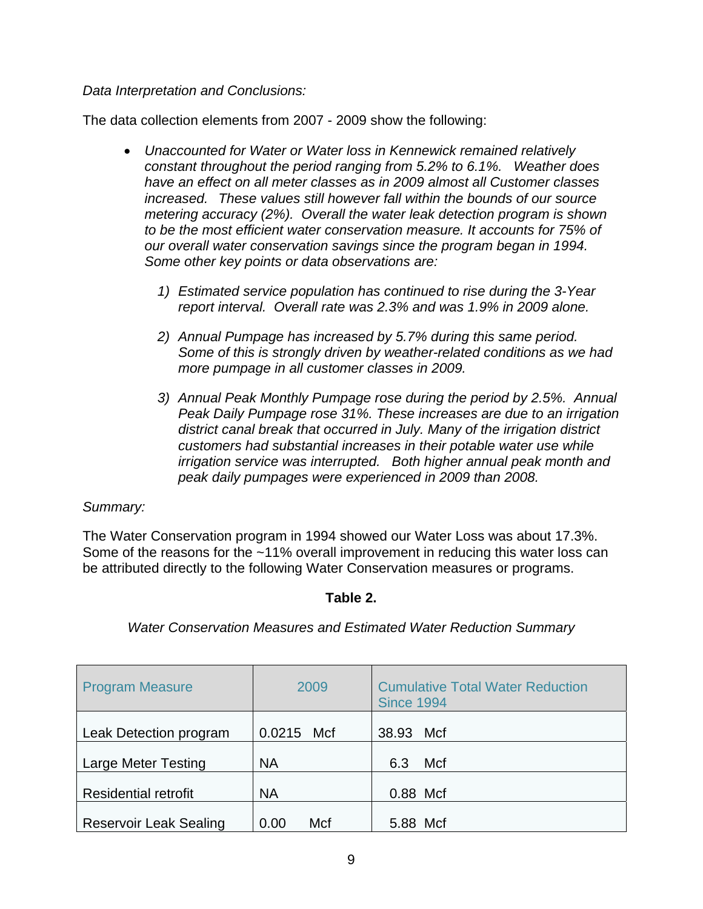*Data Interpretation and Conclusions:*

The data collection elements from 2007 - 2009 show the following:

- *Unaccounted for Water or Water loss in Kennewick remained relatively constant throughout the period ranging from 5.2% to 6.1%. Weather does have an effect on all meter classes as in 2009 almost all Customer classes increased. These values still however fall within the bounds of our source metering accuracy (2%). Overall the water leak detection program is shown to be the most efficient water conservation measure. It accounts for 75% of our overall water conservation savings since the program began in 1994. Some other key points or data observations are:*

    1) *Estimated service population has continued to rise during the 3-Year report interval. Overall rate was 2.3% and was 1.9% in 2009 alone.*

    2) *Annual Pumpage has increased by 5.7% during this same period. Some of this is strongly driven by weather-related conditions as we had more pumpage in all customer classes in 2009.*

    3) *Annual Peak Monthly Pumpage rose during the period by 2.5%. Annual Peak Daily Pumpage rose 31%. These increases are due to an irrigation district canal break that occurred in July. Many of the irrigation district customers had substantial increases in their potable water use while irrigation service was interrupted. Both higher annual peak month and peak daily pumpages were experienced in 2009 than 2008.*

*Summary:*

The Water Conservation program in 1994 showed our Water Loss was about 17.3%. Some of the reasons for the ~11% overall improvement in reducing this water loss can be attributed directly to the following Water Conservation measures or programs.

**Table 2.**

*Water Conservation Measures and Estimated Water Reduction Summary*

| Program Measure | 2009 | Cumulative Total Water Reduction Since 1994 |
|---|---|---|
| Leak Detection program | 0.0215 Mcf | 38.93 Mcf |
| Large Meter Testing | NA | 6.3 Mcf |
| Residential retrofit | NA | 0.88 Mcf |
| Reservoir Leak Sealing | 0.00 Mcf | 5.88 Mcf |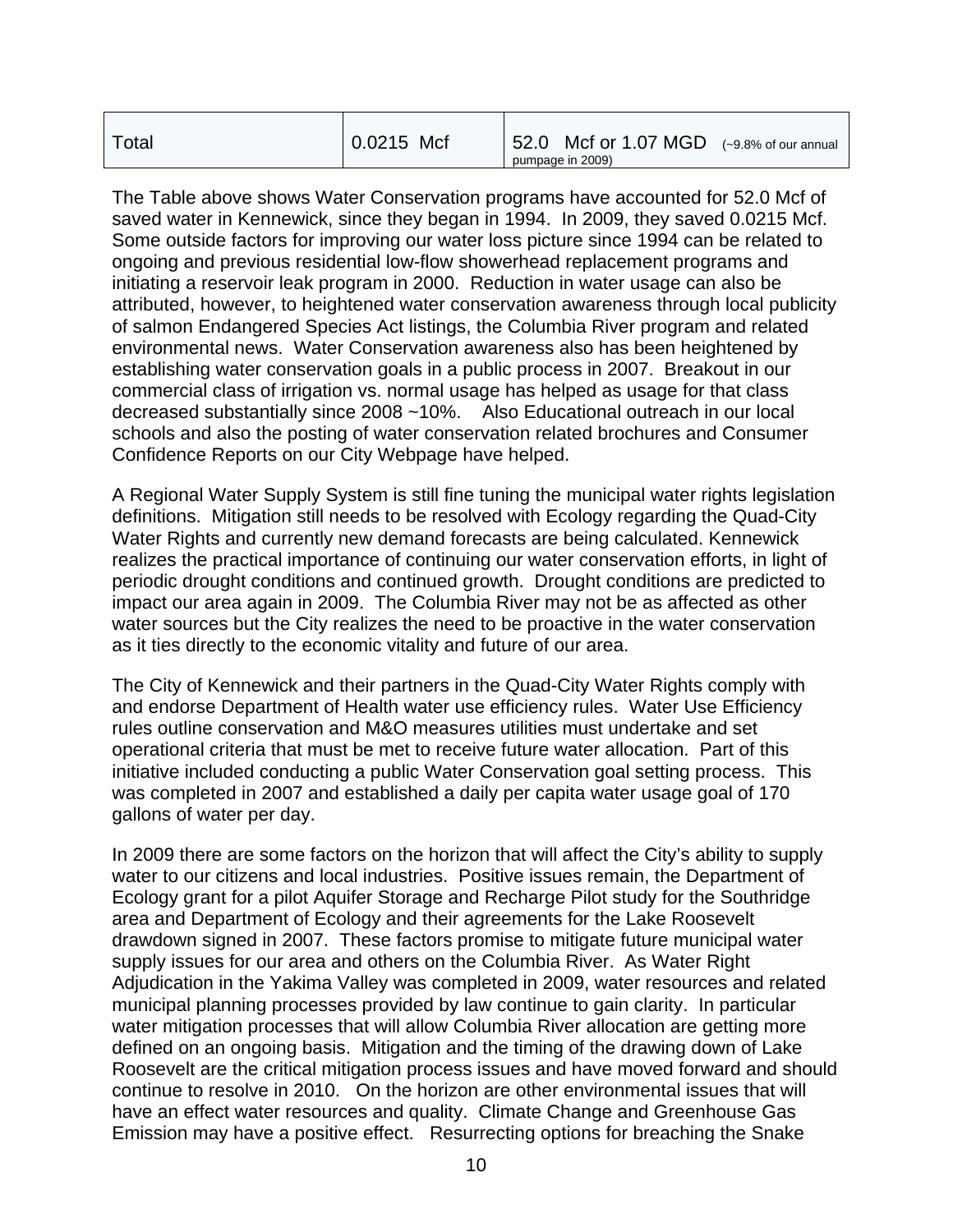| Total | 0.0215 Mcf | 52.0 Mcf or 1.07 MGD (~9.8% of our annual pumpage in 2009) |
|---|---|---|

The Table above shows Water Conservation programs have accounted for 52.0 Mcf of saved water in Kennewick, since they began in 1994. In 2009, they saved 0.0215 Mcf. Some outside factors for improving our water loss picture since 1994 can be related to ongoing and previous residential low-flow showerhead replacement programs and initiating a reservoir leak program in 2000. Reduction in water usage can also be attributed, however, to heightened water conservation awareness through local publicity of salmon Endangered Species Act listings, the Columbia River program and related environmental news. Water Conservation awareness also has been heightened by establishing water conservation goals in a public process in 2007. Breakout in our commercial class of irrigation vs. normal usage has helped as usage for that class decreased substantially since 2008 ~10%. Also Educational outreach in our local schools and also the posting of water conservation related brochures and Consumer Confidence Reports on our City Webpage have helped.

A Regional Water Supply System is still fine tuning the municipal water rights legislation definitions. Mitigation still needs to be resolved with Ecology regarding the Quad-City Water Rights and currently new demand forecasts are being calculated. Kennewick realizes the practical importance of continuing our water conservation efforts, in light of periodic drought conditions and continued growth. Drought conditions are predicted to impact our area again in 2009. The Columbia River may not be as affected as other water sources but the City realizes the need to be proactive in the water conservation as it ties directly to the economic vitality and future of our area.

The City of Kennewick and their partners in the Quad-City Water Rights comply with and endorse Department of Health water use efficiency rules. Water Use Efficiency rules outline conservation and M&O measures utilities must undertake and set operational criteria that must be met to receive future water allocation. Part of this initiative included conducting a public Water Conservation goal setting process. This was completed in 2007 and established a daily per capita water usage goal of 170 gallons of water per day.

In 2009 there are some factors on the horizon that will affect the City's ability to supply water to our citizens and local industries. Positive issues remain, the Department of Ecology grant for a pilot Aquifer Storage and Recharge Pilot study for the Southridge area and Department of Ecology and their agreements for the Lake Roosevelt drawdown signed in 2007. These factors promise to mitigate future municipal water supply issues for our area and others on the Columbia River. As Water Right Adjudication in the Yakima Valley was completed in 2009, water resources and related municipal planning processes provided by law continue to gain clarity. In particular water mitigation processes that will allow Columbia River allocation are getting more defined on an ongoing basis. Mitigation and the timing of the drawing down of Lake Roosevelt are the critical mitigation process issues and have moved forward and should continue to resolve in 2010. On the horizon are other environmental issues that will have an effect water resources and quality. Climate Change and Greenhouse Gas Emission may have a positive effect. Resurrecting options for breaching the Snake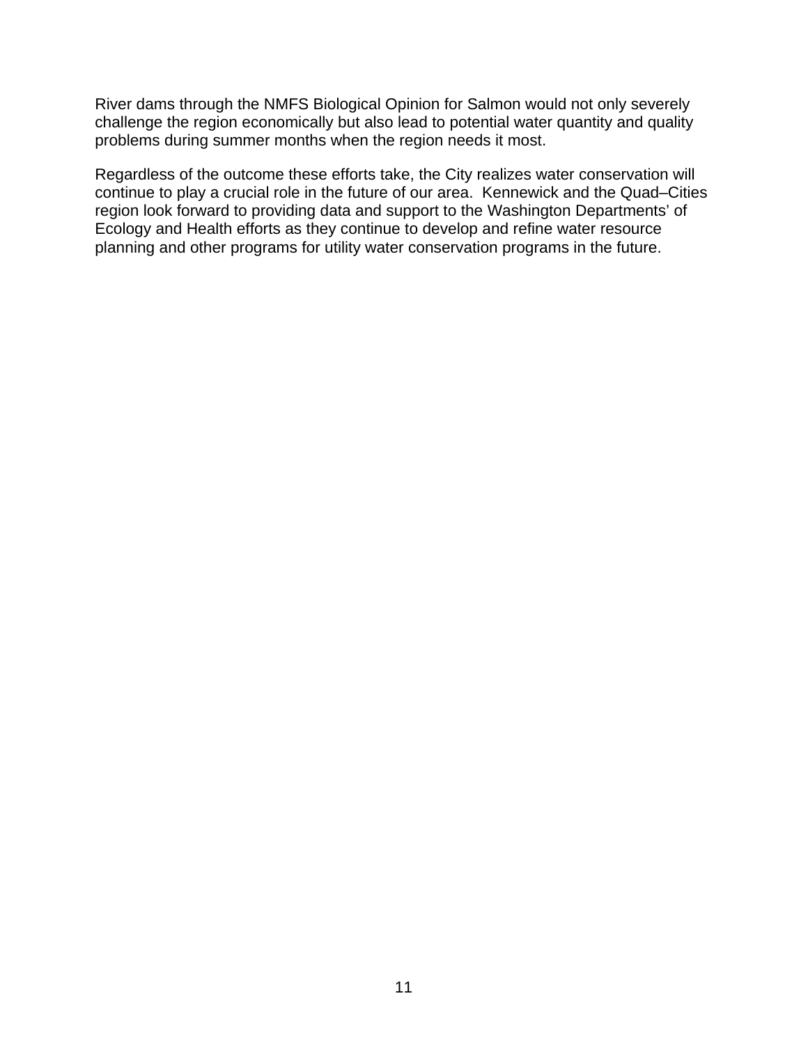River dams through the NMFS Biological Opinion for Salmon would not only severely challenge the region economically but also lead to potential water quantity and quality problems during summer months when the region needs it most.

Regardless of the outcome these efforts take, the City realizes water conservation will continue to play a crucial role in the future of our area. Kennewick and the Quad–Cities region look forward to providing data and support to the Washington Departments' of Ecology and Health efforts as they continue to develop and refine water resource planning and other programs for utility water conservation programs in the future.